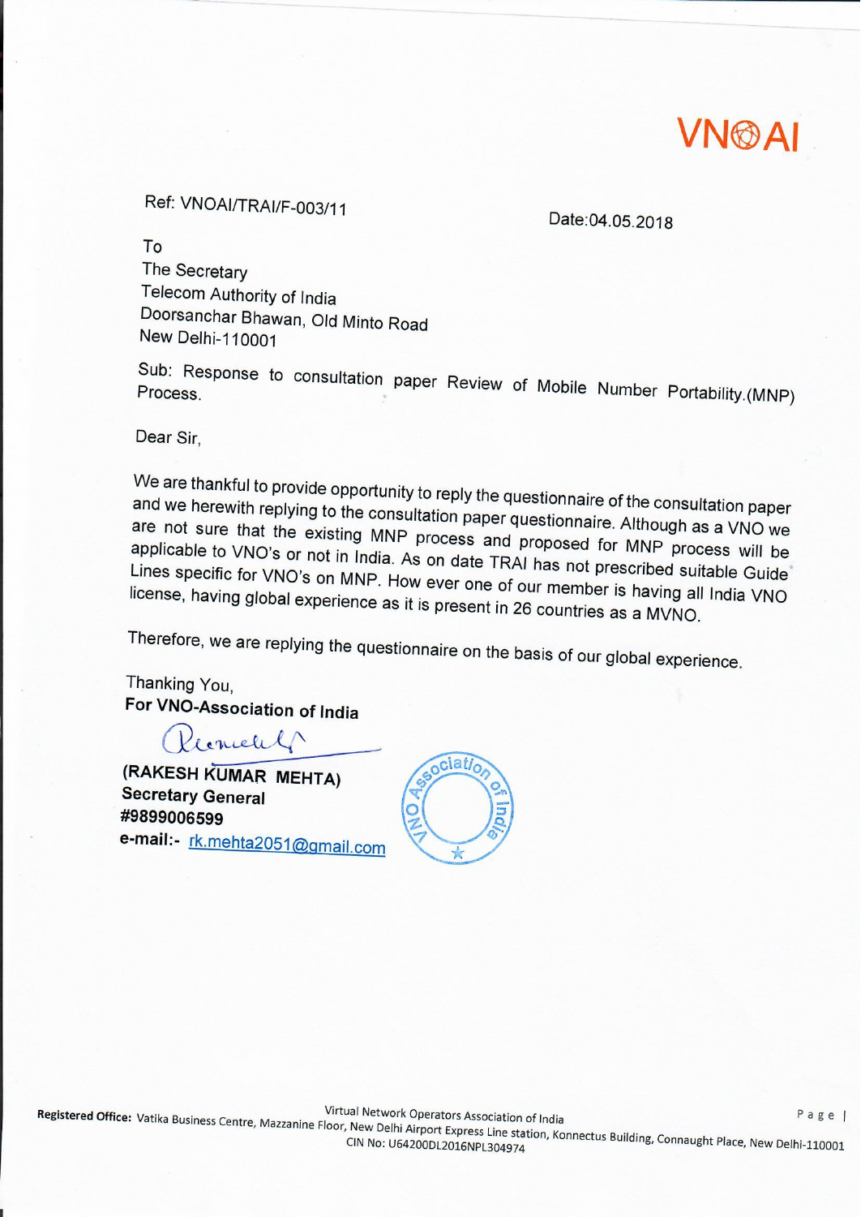VN⊗AI

Ref: VNOAI/TRAI/F-003/11

Date:04.05.2018

To
The Secretary
Telecom Authority of India
Doorsanchar Bhawan, Old Minto Road
New Delhi-110001

Sub: Response to consultation paper Review of Mobile Number Portability.(MNP) Process.

Dear Sir,

We are thankful to provide opportunity to reply the questionnaire of the consultation paper and we herewith replying to the consultation paper questionnaire. Although as a VNO we are not sure that the existing MNP process and proposed for MNP process will be applicable to VNO's or not in India. As on date TRAI has not prescribed suitable Guide Lines specific for VNO's on MNP. How ever one of our member is having all India VNO license, having global experience as it is present in 26 countries as a MVNO.

Therefore, we are replying the questionnaire on the basis of our global experience.

Thanking You,
**For VNO-Association of India**

**(RAKESH KUMAR MEHTA)**
**Secretary General**
**#9899006599**
**e-mail:-** rk.mehta2051@gmail.com

Virtual Network Operators Association of India
**Registered Office:** Vatika Business Centre, Mazzanine Floor, New Delhi Airport Express Line station, Konnectus Building, Connaught Place, New Delhi-110001
CIN No: U64200DL2016NPL304974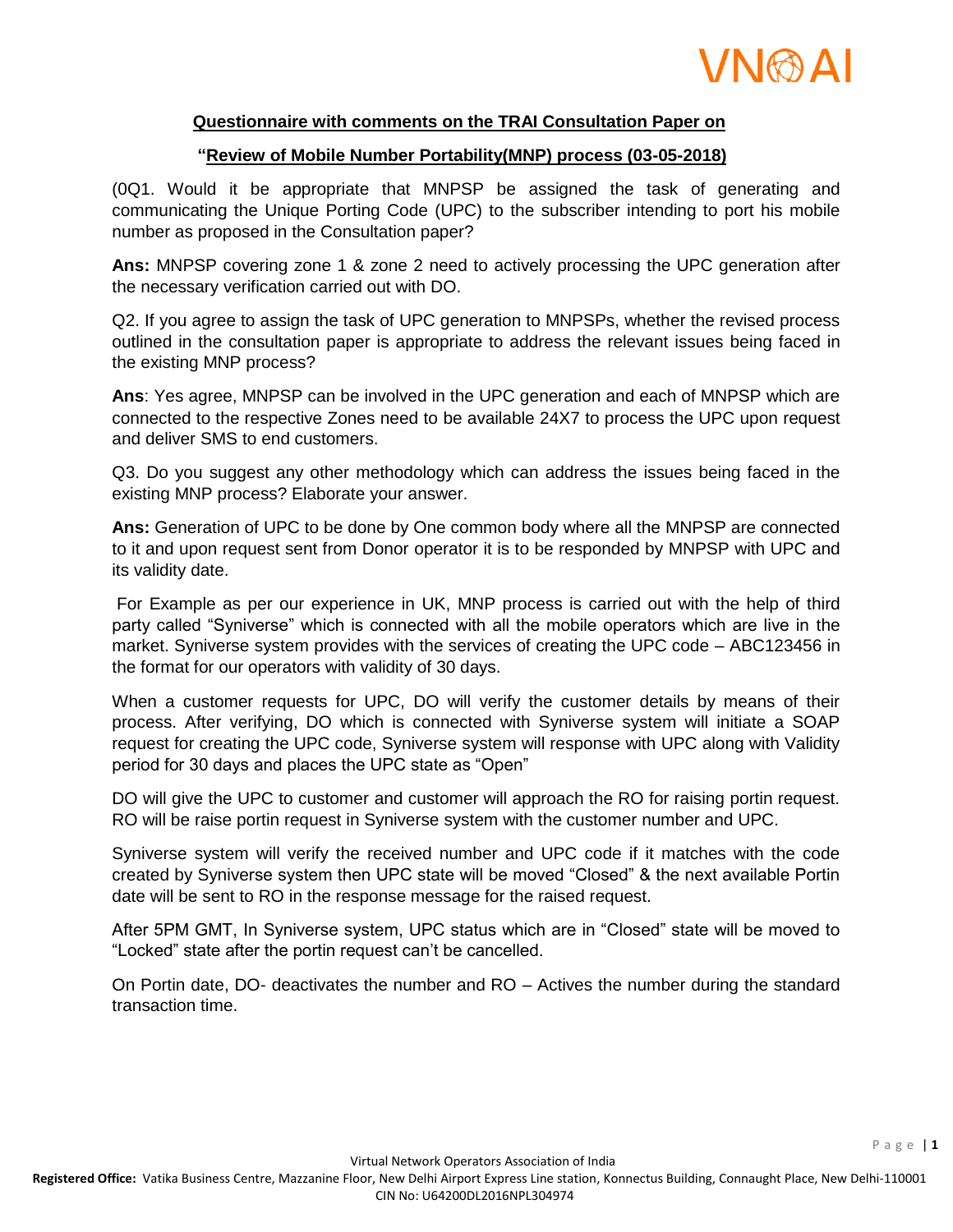**Questionnaire with comments on the TRAI Consultation Paper on**

**"Review of Mobile Number Portability(MNP) process (03-05-2018)**

(0Q1. Would it be appropriate that MNPSP be assigned the task of generating and communicating the Unique Porting Code (UPC) to the subscriber intending to port his mobile number as proposed in the Consultation paper?

**Ans:** MNPSP covering zone 1 & zone 2 need to actively processing the UPC generation after the necessary verification carried out with DO.

Q2. If you agree to assign the task of UPC generation to MNPSPs, whether the revised process outlined in the consultation paper is appropriate to address the relevant issues being faced in the existing MNP process?

**Ans**: Yes agree, MNPSP can be involved in the UPC generation and each of MNPSP which are connected to the respective Zones need to be available 24X7 to process the UPC upon request and deliver SMS to end customers.

Q3. Do you suggest any other methodology which can address the issues being faced in the existing MNP process? Elaborate your answer.

**Ans:** Generation of UPC to be done by One common body where all the MNPSP are connected to it and upon request sent from Donor operator it is to be responded by MNPSP with UPC and its validity date.

For Example as per our experience in UK, MNP process is carried out with the help of third party called "Syniverse" which is connected with all the mobile operators which are live in the market. Syniverse system provides with the services of creating the UPC code – ABC123456 in the format for our operators with validity of 30 days.

When a customer requests for UPC, DO will verify the customer details by means of their process. After verifying, DO which is connected with Syniverse system will initiate a SOAP request for creating the UPC code, Syniverse system will response with UPC along with Validity period for 30 days and places the UPC state as "Open"

DO will give the UPC to customer and customer will approach the RO for raising portin request. RO will be raise portin request in Syniverse system with the customer number and UPC.

Syniverse system will verify the received number and UPC code if it matches with the code created by Syniverse system then UPC state will be moved "Closed" & the next available Portin date will be sent to RO in the response message for the raised request.

After 5PM GMT, In Syniverse system, UPC status which are in "Closed" state will be moved to "Locked" state after the portin request can't be cancelled.

On Portin date, DO- deactivates the number and RO – Actives the number during the standard transaction time.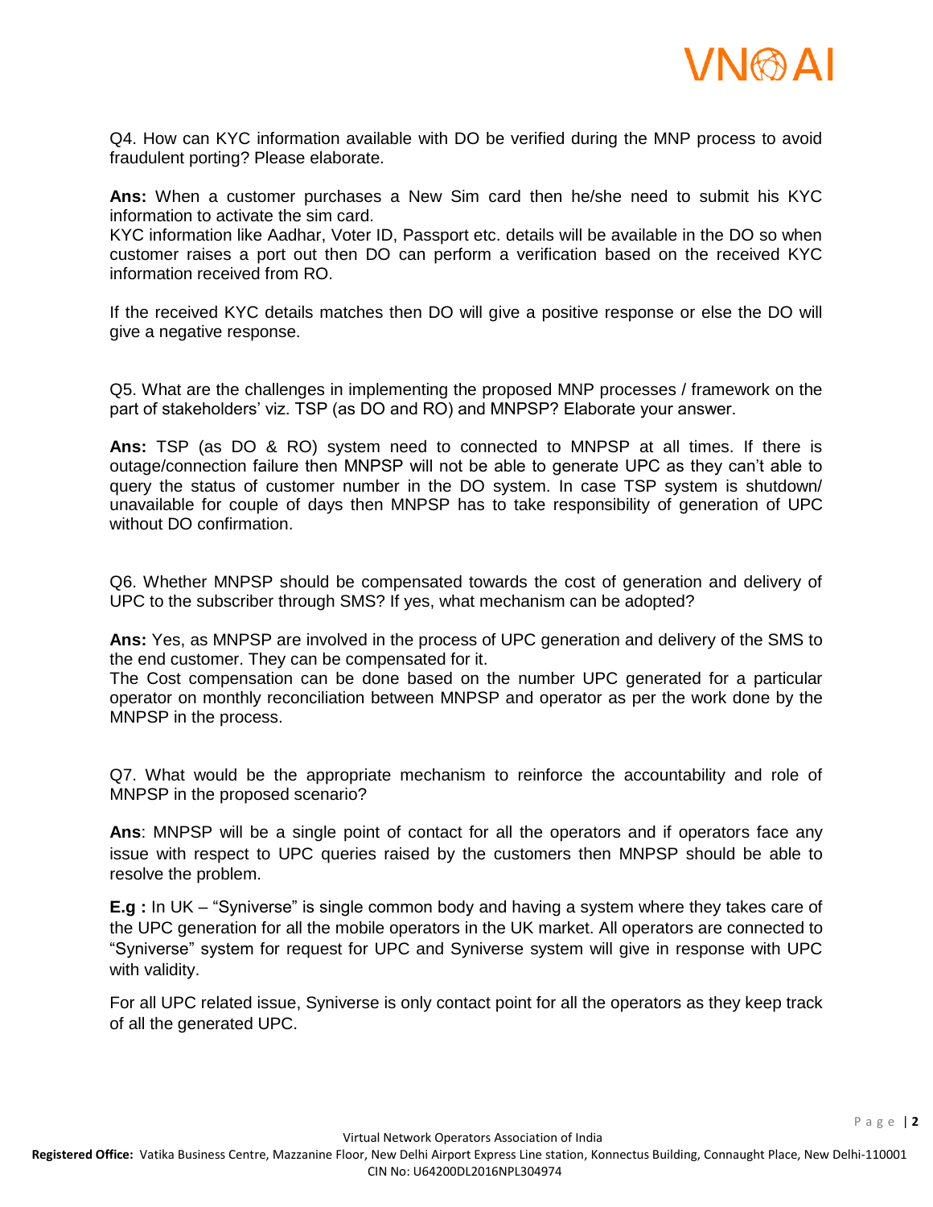Q4. How can KYC information available with DO be verified during the MNP process to avoid fraudulent porting? Please elaborate.

**Ans:** When a customer purchases a New Sim card then he/she need to submit his KYC information to activate the sim card.
KYC information like Aadhar, Voter ID, Passport etc. details will be available in the DO so when customer raises a port out then DO can perform a verification based on the received KYC information received from RO.

If the received KYC details matches then DO will give a positive response or else the DO will give a negative response.

Q5. What are the challenges in implementing the proposed MNP processes / framework on the part of stakeholders' viz. TSP (as DO and RO) and MNPSP? Elaborate your answer.

**Ans:** TSP (as DO & RO) system need to connected to MNPSP at all times. If there is outage/connection failure then MNPSP will not be able to generate UPC as they can't able to query the status of customer number in the DO system. In case TSP system is shutdown/ unavailable for couple of days then MNPSP has to take responsibility of generation of UPC without DO confirmation.

Q6. Whether MNPSP should be compensated towards the cost of generation and delivery of UPC to the subscriber through SMS? If yes, what mechanism can be adopted?

**Ans:** Yes, as MNPSP are involved in the process of UPC generation and delivery of the SMS to the end customer. They can be compensated for it.
The Cost compensation can be done based on the number UPC generated for a particular operator on monthly reconciliation between MNPSP and operator as per the work done by the MNPSP in the process.

Q7. What would be the appropriate mechanism to reinforce the accountability and role of MNPSP in the proposed scenario?

**Ans**: MNPSP will be a single point of contact for all the operators and if operators face any issue with respect to UPC queries raised by the customers then MNPSP should be able to resolve the problem.

**E.g :** In UK – "Syniverse" is single common body and having a system where they takes care of the UPC generation for all the mobile operators in the UK market. All operators are connected to "Syniverse" system for request for UPC and Syniverse system will give in response with UPC with validity.

For all UPC related issue, Syniverse is only contact point for all the operators as they keep track of all the generated UPC.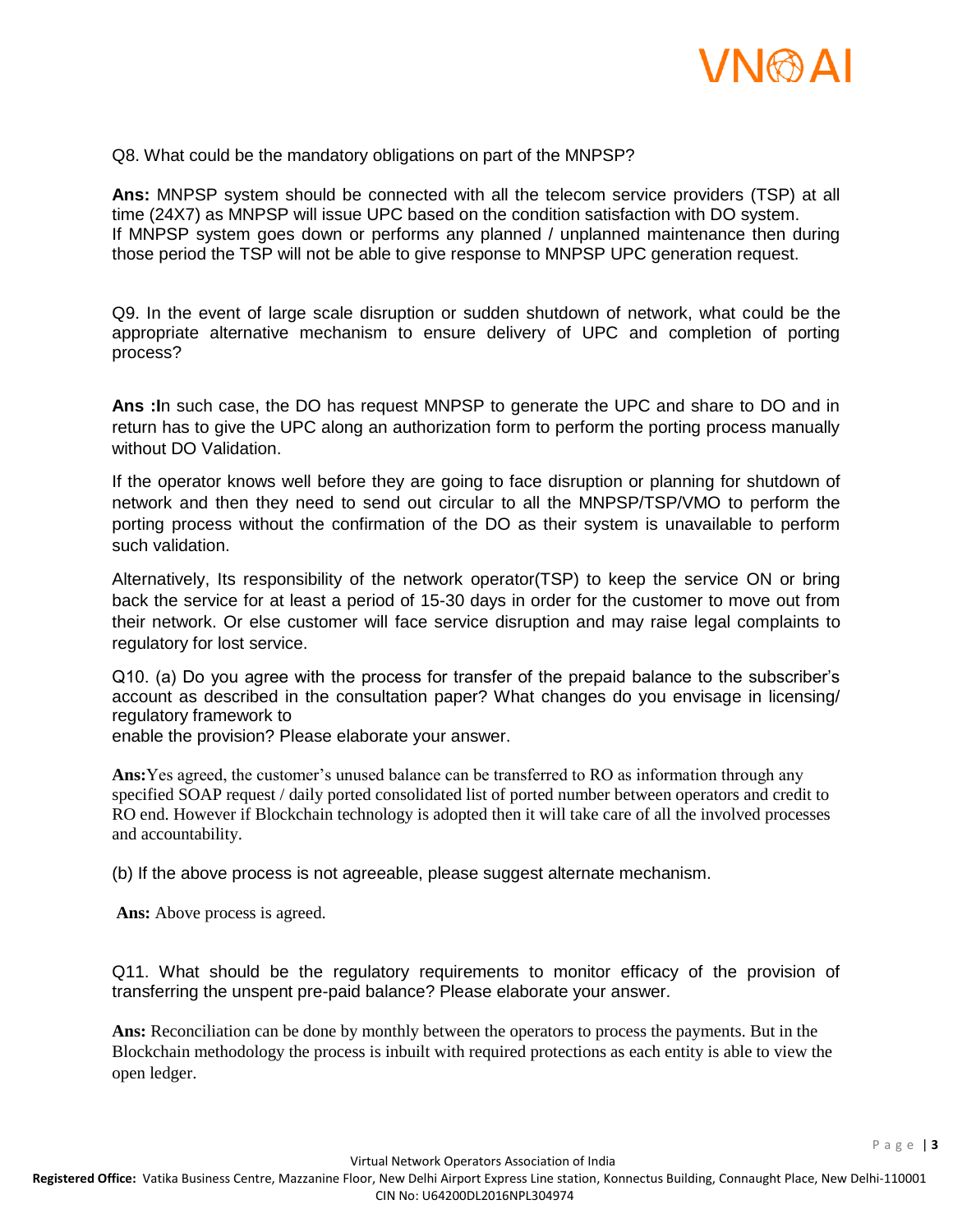Q8. What could be the mandatory obligations on part of the MNPSP?

**Ans:** MNPSP system should be connected with all the telecom service providers (TSP) at all time (24X7) as MNPSP will issue UPC based on the condition satisfaction with DO system. If MNPSP system goes down or performs any planned / unplanned maintenance then during those period the TSP will not be able to give response to MNPSP UPC generation request.

Q9. In the event of large scale disruption or sudden shutdown of network, what could be the appropriate alternative mechanism to ensure delivery of UPC and completion of porting process?

**Ans :I**n such case, the DO has request MNPSP to generate the UPC and share to DO and in return has to give the UPC along an authorization form to perform the porting process manually without DO Validation.

If the operator knows well before they are going to face disruption or planning for shutdown of network and then they need to send out circular to all the MNPSP/TSP/VMO to perform the porting process without the confirmation of the DO as their system is unavailable to perform such validation.

Alternatively, Its responsibility of the network operator(TSP) to keep the service ON or bring back the service for at least a period of 15-30 days in order for the customer to move out from their network. Or else customer will face service disruption and may raise legal complaints to regulatory for lost service.

Q10. (a) Do you agree with the process for transfer of the prepaid balance to the subscriber's account as described in the consultation paper? What changes do you envisage in licensing/ regulatory framework to
enable the provision? Please elaborate your answer.

**Ans:**Yes agreed, the customer's unused balance can be transferred to RO as information through any specified SOAP request / daily ported consolidated list of ported number between operators and credit to RO end. However if Blockchain technology is adopted then it will take care of all the involved processes and accountability.

(b) If the above process is not agreeable, please suggest alternate mechanism.

**Ans:** Above process is agreed.

Q11. What should be the regulatory requirements to monitor efficacy of the provision of transferring the unspent pre-paid balance? Please elaborate your answer.

**Ans:** Reconciliation can be done by monthly between the operators to process the payments. But in the Blockchain methodology the process is inbuilt with required protections as each entity is able to view the open ledger.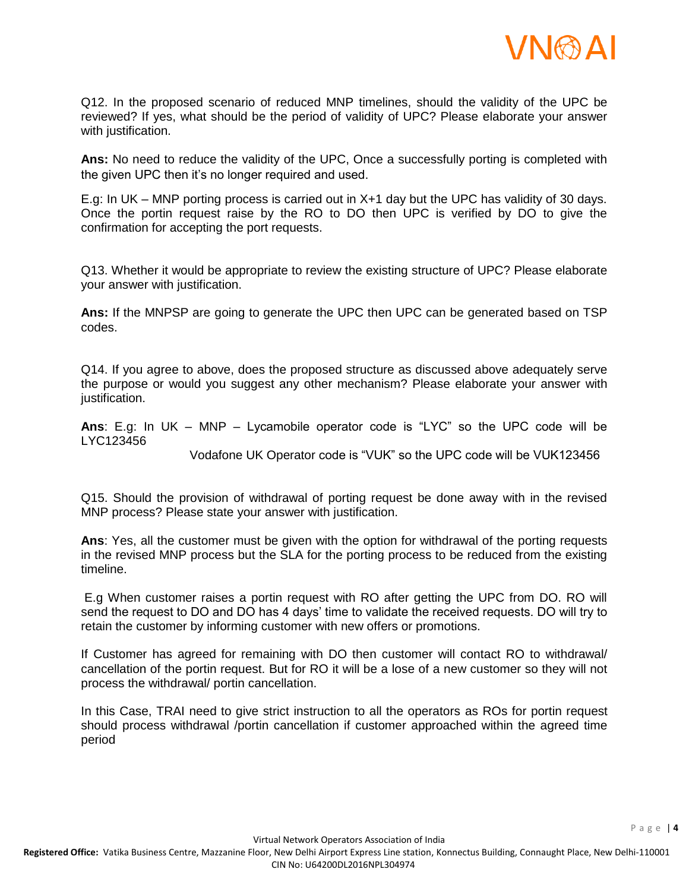Q12. In the proposed scenario of reduced MNP timelines, should the validity of the UPC be reviewed? If yes, what should be the period of validity of UPC? Please elaborate your answer with justification.

**Ans:** No need to reduce the validity of the UPC, Once a successfully porting is completed with the given UPC then it's no longer required and used.

E.g: In UK – MNP porting process is carried out in X+1 day but the UPC has validity of 30 days. Once the portin request raise by the RO to DO then UPC is verified by DO to give the confirmation for accepting the port requests.

Q13. Whether it would be appropriate to review the existing structure of UPC? Please elaborate your answer with justification.

**Ans:** If the MNPSP are going to generate the UPC then UPC can be generated based on TSP codes.

Q14. If you agree to above, does the proposed structure as discussed above adequately serve the purpose or would you suggest any other mechanism? Please elaborate your answer with justification.

**Ans**: E.g: In UK – MNP – Lycamobile operator code is "LYC" so the UPC code will be LYC123456

Vodafone UK Operator code is "VUK" so the UPC code will be VUK123456

Q15. Should the provision of withdrawal of porting request be done away with in the revised MNP process? Please state your answer with justification.

**Ans**: Yes, all the customer must be given with the option for withdrawal of the porting requests in the revised MNP process but the SLA for the porting process to be reduced from the existing timeline.

E.g When customer raises a portin request with RO after getting the UPC from DO. RO will send the request to DO and DO has 4 days' time to validate the received requests. DO will try to retain the customer by informing customer with new offers or promotions.

If Customer has agreed for remaining with DO then customer will contact RO to withdrawal/ cancellation of the portin request. But for RO it will be a lose of a new customer so they will not process the withdrawal/ portin cancellation.

In this Case, TRAI need to give strict instruction to all the operators as ROs for portin request should process withdrawal /portin cancellation if customer approached within the agreed time period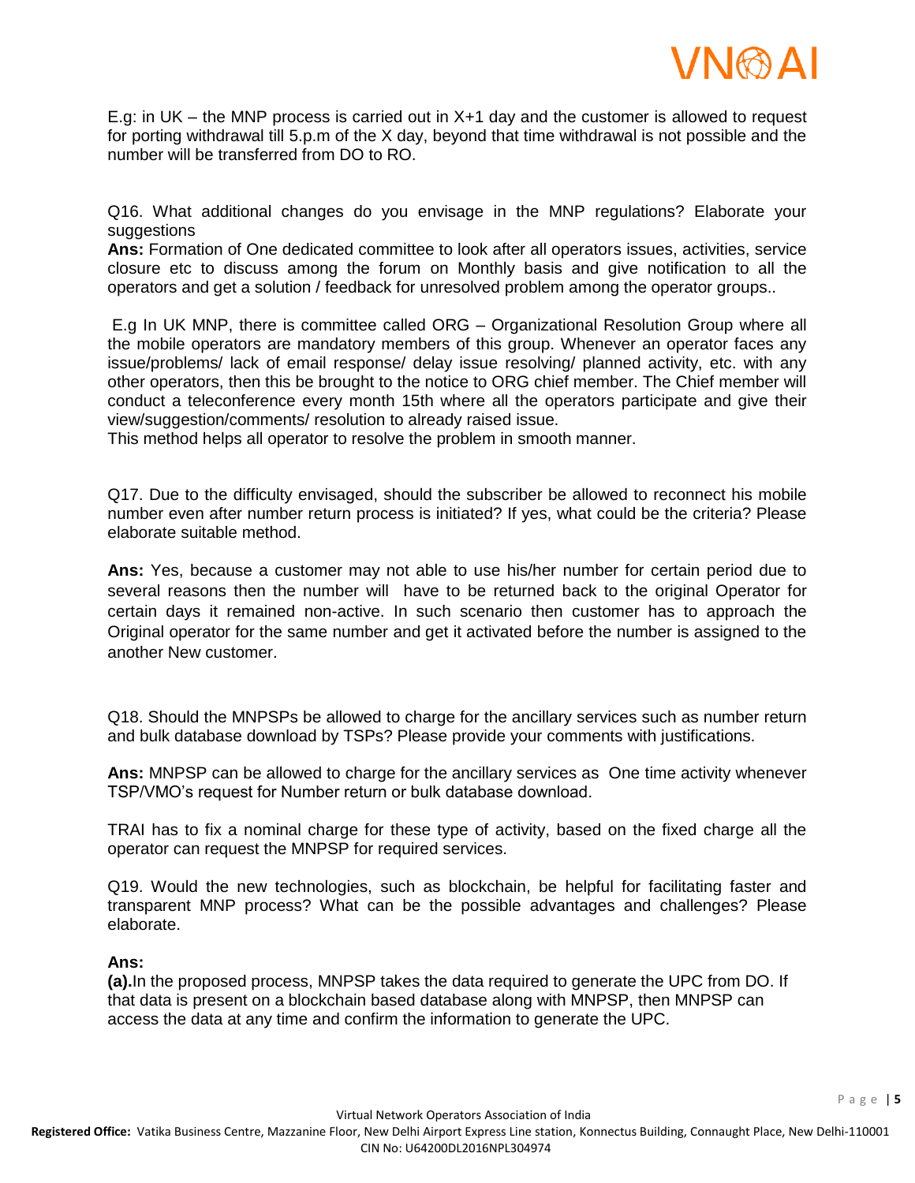E.g: in UK – the MNP process is carried out in X+1 day and the customer is allowed to request for porting withdrawal till 5.p.m of the X day, beyond that time withdrawal is not possible and the number will be transferred from DO to RO.

Q16. What additional changes do you envisage in the MNP regulations? Elaborate your suggestions

**Ans:** Formation of One dedicated committee to look after all operators issues, activities, service closure etc to discuss among the forum on Monthly basis and give notification to all the operators and get a solution / feedback for unresolved problem among the operator groups..

E.g In UK MNP, there is committee called ORG – Organizational Resolution Group where all the mobile operators are mandatory members of this group. Whenever an operator faces any issue/problems/ lack of email response/ delay issue resolving/ planned activity, etc. with any other operators, then this be brought to the notice to ORG chief member. The Chief member will conduct a teleconference every month 15th where all the operators participate and give their view/suggestion/comments/ resolution to already raised issue.
This method helps all operator to resolve the problem in smooth manner.

Q17. Due to the difficulty envisaged, should the subscriber be allowed to reconnect his mobile number even after number return process is initiated? If yes, what could be the criteria? Please elaborate suitable method.

**Ans:** Yes, because a customer may not able to use his/her number for certain period due to several reasons then the number will have to be returned back to the original Operator for certain days it remained non-active. In such scenario then customer has to approach the Original operator for the same number and get it activated before the number is assigned to the another New customer.

Q18. Should the MNPSPs be allowed to charge for the ancillary services such as number return and bulk database download by TSPs? Please provide your comments with justifications.

**Ans:** MNPSP can be allowed to charge for the ancillary services as One time activity whenever TSP/VMO's request for Number return or bulk database download.

TRAI has to fix a nominal charge for these type of activity, based on the fixed charge all the operator can request the MNPSP for required services.

Q19. Would the new technologies, such as blockchain, be helpful for facilitating faster and transparent MNP process? What can be the possible advantages and challenges? Please elaborate.

**Ans:**

**(a).**In the proposed process, MNPSP takes the data required to generate the UPC from DO. If that data is present on a blockchain based database along with MNPSP, then MNPSP can access the data at any time and confirm the information to generate the UPC.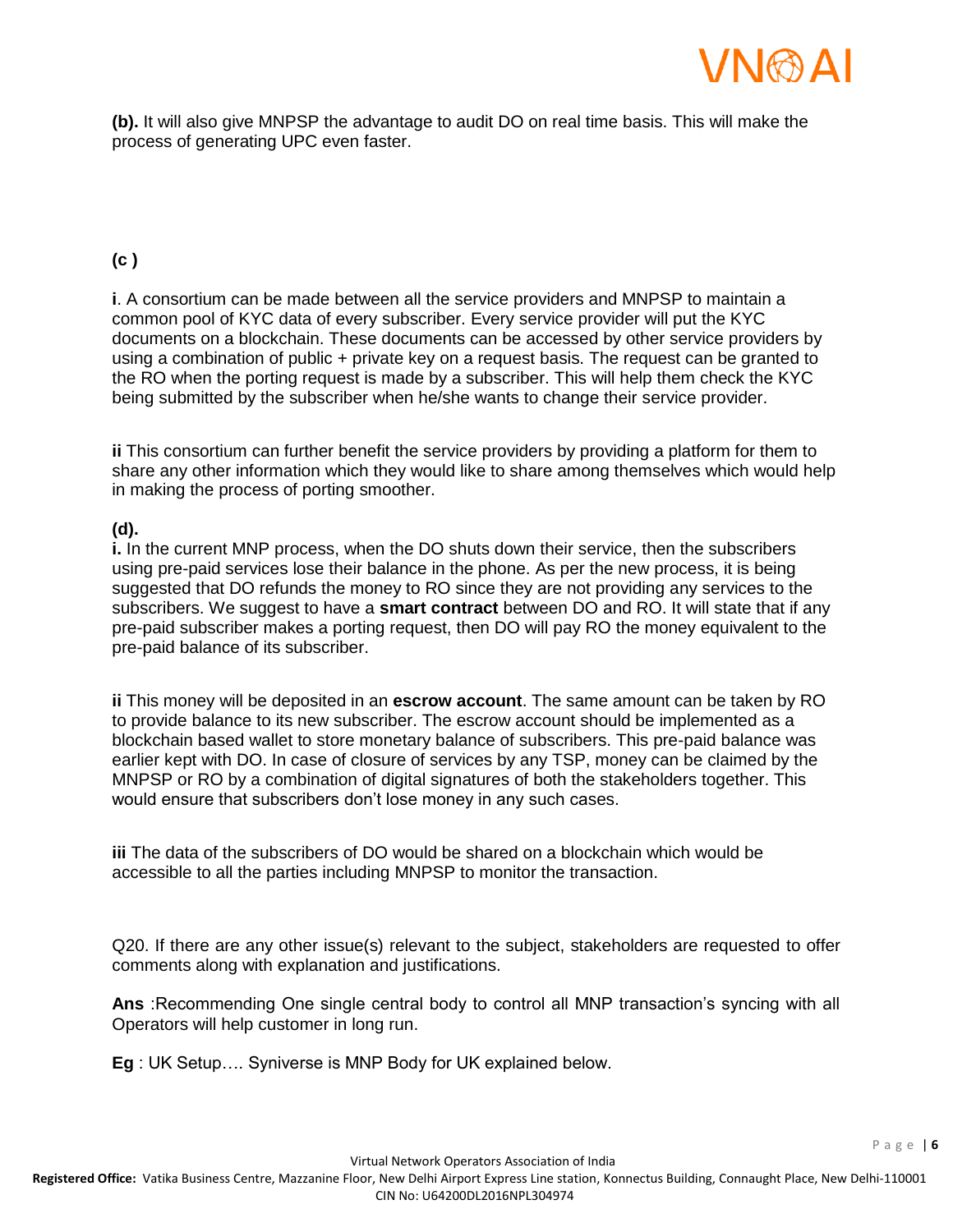**(b).** It will also give MNPSP the advantage to audit DO on real time basis. This will make the process of generating UPC even faster.

**(c )**

**i**. A consortium can be made between all the service providers and MNPSP to maintain a common pool of KYC data of every subscriber. Every service provider will put the KYC documents on a blockchain. These documents can be accessed by other service providers by using a combination of public + private key on a request basis. The request can be granted to the RO when the porting request is made by a subscriber. This will help them check the KYC being submitted by the subscriber when he/she wants to change their service provider.

**ii** This consortium can further benefit the service providers by providing a platform for them to share any other information which they would like to share among themselves which would help in making the process of porting smoother.

**(d).**

**i.** In the current MNP process, when the DO shuts down their service, then the subscribers using pre-paid services lose their balance in the phone. As per the new process, it is being suggested that DO refunds the money to RO since they are not providing any services to the subscribers. We suggest to have a **smart contract** between DO and RO. It will state that if any pre-paid subscriber makes a porting request, then DO will pay RO the money equivalent to the pre-paid balance of its subscriber.

**ii** This money will be deposited in an **escrow account**. The same amount can be taken by RO to provide balance to its new subscriber. The escrow account should be implemented as a blockchain based wallet to store monetary balance of subscribers. This pre-paid balance was earlier kept with DO. In case of closure of services by any TSP, money can be claimed by the MNPSP or RO by a combination of digital signatures of both the stakeholders together. This would ensure that subscribers don't lose money in any such cases.

**iii** The data of the subscribers of DO would be shared on a blockchain which would be accessible to all the parties including MNPSP to monitor the transaction.

Q20. If there are any other issue(s) relevant to the subject, stakeholders are requested to offer comments along with explanation and justifications.

**Ans** :Recommending One single central body to control all MNP transaction's syncing with all Operators will help customer in long run.

**Eg** : UK Setup…. Syniverse is MNP Body for UK explained below.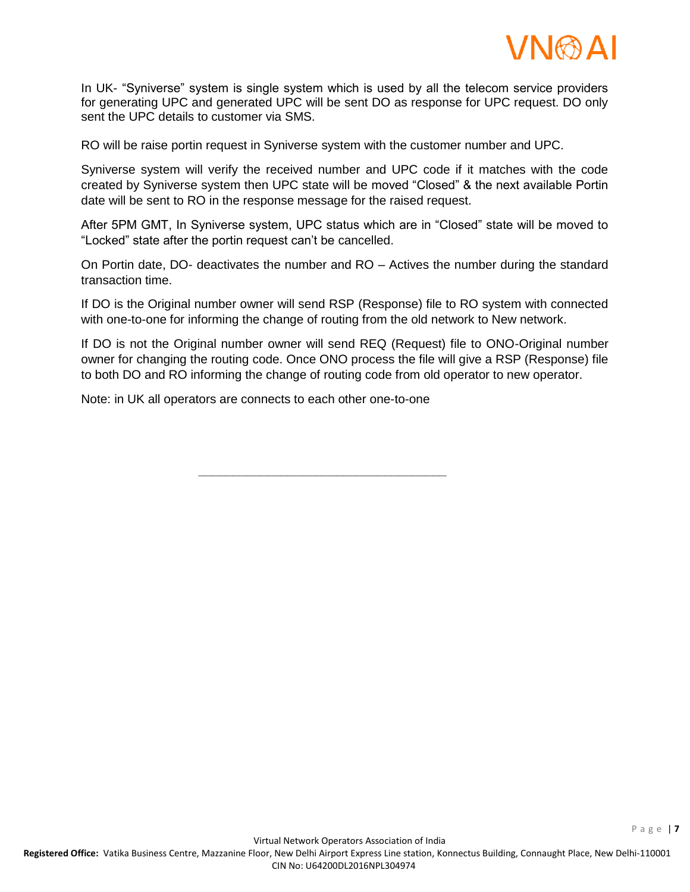In UK- “Syniverse” system is single system which is used by all the telecom service providers for generating UPC and generated UPC will be sent DO as response for UPC request. DO only sent the UPC details to customer via SMS.

RO will be raise portin request in Syniverse system with the customer number and UPC.

Syniverse system will verify the received number and UPC code if it matches with the code created by Syniverse system then UPC state will be moved “Closed” & the next available Portin date will be sent to RO in the response message for the raised request.

After 5PM GMT, In Syniverse system, UPC status which are in “Closed” state will be moved to “Locked” state after the portin request can’t be cancelled.

On Portin date, DO- deactivates the number and RO – Actives the number during the standard transaction time.

If DO is the Original number owner will send RSP (Response) file to RO system with connected with one-to-one for informing the change of routing from the old network to New network.

If DO is not the Original number owner will send REQ (Request) file to ONO-Original number owner for changing the routing code. Once ONO process the file will give a RSP (Response) file to both DO and RO informing the change of routing code from old operator to new operator.

Note: in UK all operators are connects to each other one-to-one

---